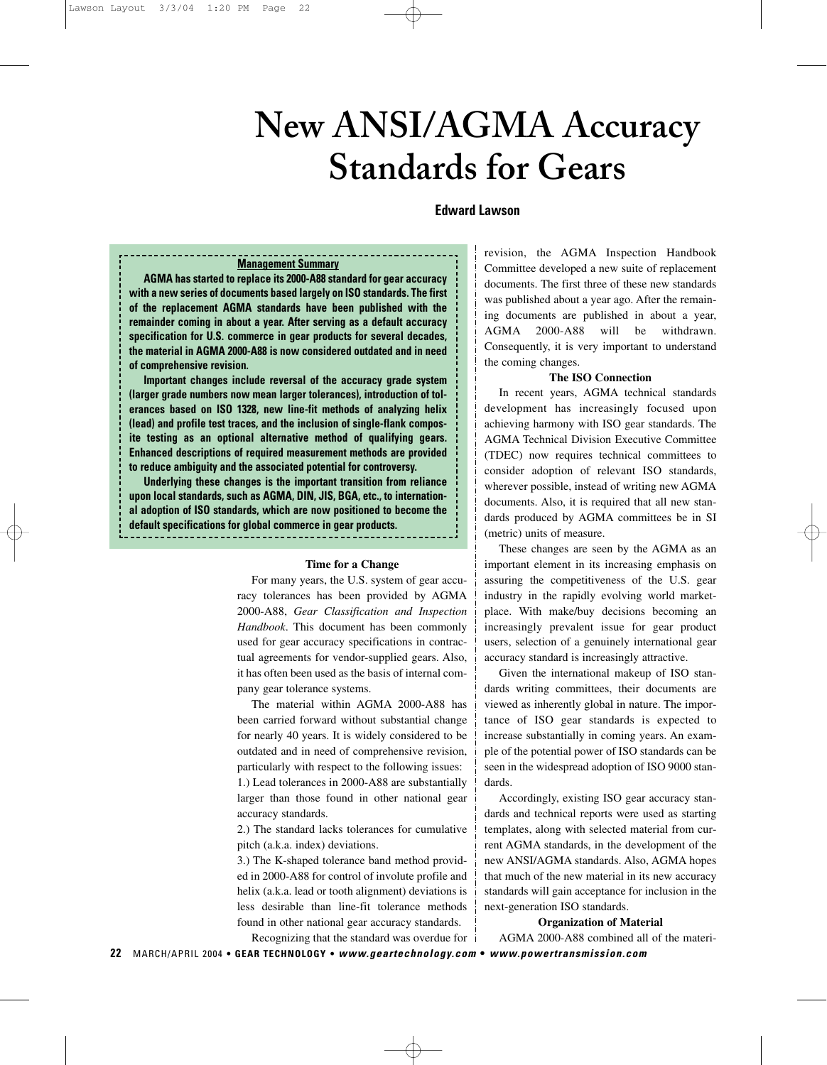# New ANSI/AGMA Accuracy Standards for Gears

**Edward Lawson**

**Management Summary**

**AGMA has started to replace its 2000-A88 standard for gear accuracy with a new series of documents based largely on ISO standards. The first of the replacement AGMA standards have been published with the remainder coming in about a year. After serving as a default accuracy specification for U.S. commerce in gear products for several decades, the material in AGMA 2000-A88 is now considered outdated and in need of comprehensive revision.**

**Important changes include reversal of the accuracy grade system (larger grade numbers now mean larger tolerances), introduction of tolerances based on ISO 1328, new line-fit methods of analyzing helix (lead) and profile test traces, and the inclusion of single-flank composite testing as an optional alternative method of qualifying gears. Enhanced descriptions of required measurement methods are provided to reduce ambiguity and the associated potential for controversy.**

**Underlying these changes is the important transition from reliance upon local standards, such as AGMA, DIN, JIS, BGA, etc., to international adoption of ISO standards, which are now positioned to become the default specifications for global commerce in gear products.**

### Time for a Change

For many years, the U.S. system of gear accuracy tolerances has been provided by AGMA 2000-A88, *Gear Classification and Inspection Handbook*. This document has been commonly used for gear accuracy specifications in contractual agreements for vendor-supplied gears. Also, it has often been used as the basis of internal company gear tolerance systems.

The material within AGMA 2000-A88 has been carried forward without substantial change for nearly 40 years. It is widely considered to be outdated and in need of comprehensive revision, particularly with respect to the following issues:

1.) Lead tolerances in 2000-A88 are substantially larger than those found in other national gear accuracy standards.

2.) The standard lacks tolerances for cumulative pitch (a.k.a. index) deviations.

3.) The K-shaped tolerance band method provided in 2000-A88 for control of involute profile and helix (a.k.a. lead or tooth alignment) deviations is less desirable than line-fit tolerance methods found in other national gear accuracy standards.

Recognizing that the standard was overdue for revision, the AGMA Inspection Handbook Committee developed a new suite of replacement documents. The first three of these new standards was published about a year ago. After the remaining documents are published in about a year, AGMA 2000-A88 will be withdrawn. Consequently, it is very important to understand the coming changes.

### The ISO Connection

In recent years, AGMA technical standards development has increasingly focused upon achieving harmony with ISO gear standards. The AGMA Technical Division Executive Committee (TDEC) now requires technical committees to consider adoption of relevant ISO standards, wherever possible, instead of writing new AGMA documents. Also, it is required that all new standards produced by AGMA committees be in SI (metric) units of measure.

These changes are seen by the AGMA as an important element in its increasing emphasis on assuring the competitiveness of the U.S. gear industry in the rapidly evolving world marketplace. With make/buy decisions becoming an increasingly prevalent issue for gear product users, selection of a genuinely international gear accuracy standard is increasingly attractive.

Given the international makeup of ISO standards writing committees, their documents are viewed as inherently global in nature. The importance of ISO gear standards is expected to increase substantially in coming years. An example of the potential power of ISO standards can be seen in the widespread adoption of ISO 9000 standards.

Accordingly, existing ISO gear accuracy standards and technical reports were used as starting templates, along with selected material from current AGMA standards, in the development of the new ANSI/AGMA standards. Also, AGMA hopes that much of the new material in its new accuracy standards will gain acceptance for inclusion in the next-generation ISO standards.

### Organization of Material

AGMA 2000-A88 combined all of the materi-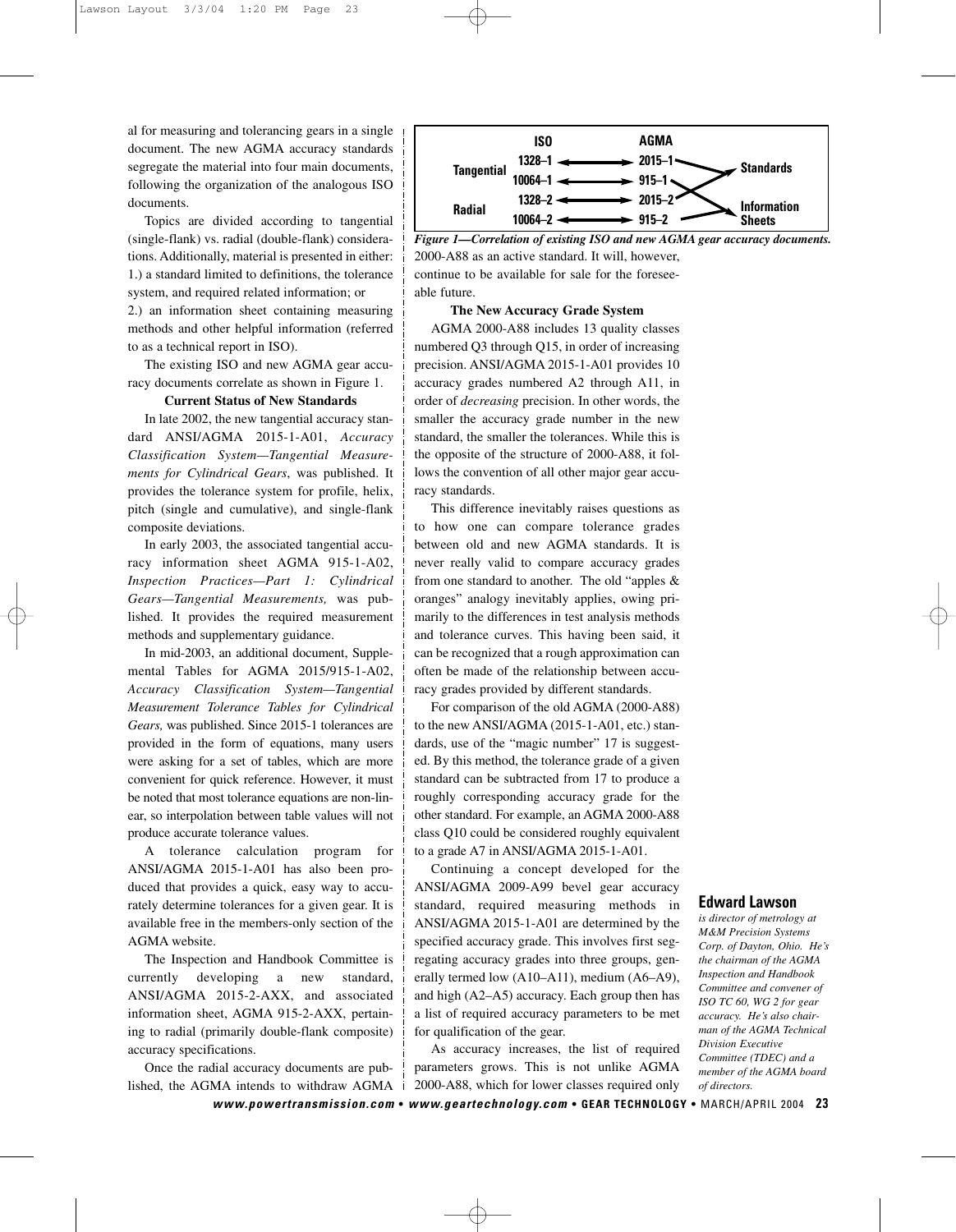al for measuring and tolerancing gears in a single document. The new AGMA accuracy standards segregate the material into four main documents, following the organization of the analogous ISO documents.

Topics are divided according to tangential (single-flank) vs. radial (double-flank) considerations. Additionally, material is presented in either:
1.) a standard limited to definitions, the tolerance system, and required related information; or
2.) an information sheet containing measuring methods and other helpful information (referred to as a technical report in ISO).

The existing ISO and new AGMA gear accuracy documents correlate as shown in Figure 1.

**Current Status of New Standards**

In late 2002, the new tangential accuracy standard ANSI/AGMA 2015-1-A01, *Accuracy Classification System—Tangential Measurements for Cylindrical Gears*, was published. It provides the tolerance system for profile, helix, pitch (single and cumulative), and single-flank composite deviations.

In early 2003, the associated tangential accuracy information sheet AGMA 915-1-A02, *Inspection Practices—Part 1: Cylindrical Gears—Tangential Measurements,* was published. It provides the required measurement methods and supplementary guidance.

In mid-2003, an additional document, Supplemental Tables for AGMA 2015/915-1-A02, *Accuracy Classification System—Tangential Measurement Tolerance Tables for Cylindrical Gears,* was published. Since 2015-1 tolerances are provided in the form of equations, many users were asking for a set of tables, which are more convenient for quick reference. However, it must be noted that most tolerance equations are non-linear, so interpolation between table values will not produce accurate tolerance values.

A tolerance calculation program for ANSI/AGMA 2015-1-A01 has also been produced that provides a quick, easy way to accurately determine tolerances for a given gear. It is available free in the members-only section of the AGMA website.

The Inspection and Handbook Committee is currently developing a new standard, ANSI/AGMA 2015-2-AXX, and associated information sheet, AGMA 915-2-AXX, pertaining to radial (primarily double-flank composite) accuracy specifications.

Once the radial accuracy documents are published, the AGMA intends to withdraw AGMA 2000-A88 as an active standard. It will, however, continue to be available for sale for the foreseeable future.

| | ISO | AGMA | |
|---|---|---|---|
| Tangential | 1328–1 ↔ | 2015–1 → | Standards |
| | 10064–1 ↔ | 915–1 → | |
| Radial | 1328–2 ↔ | 2015–2 → | Information Sheets |
| | 10064–2 ↔ | 915–2 → | |

***Figure 1—Correlation of existing ISO and new AGMA gear accuracy documents.***

**The New Accuracy Grade System**

AGMA 2000-A88 includes 13 quality classes numbered Q3 through Q15, in order of increasing precision. ANSI/AGMA 2015-1-A01 provides 10 accuracy grades numbered A2 through A11, in order of *decreasing* precision. In other words, the smaller the accuracy grade number in the new standard, the smaller the tolerances. While this is the opposite of the structure of 2000-A88, it follows the convention of all other major gear accuracy standards.

This difference inevitably raises questions as to how one can compare tolerance grades between old and new AGMA standards. It is never really valid to compare accuracy grades from one standard to another. The old "apples & oranges" analogy inevitably applies, owing primarily to the differences in test analysis methods and tolerance curves. This having been said, it can be recognized that a rough approximation can often be made of the relationship between accuracy grades provided by different standards.

For comparison of the old AGMA (2000-A88) to the new ANSI/AGMA (2015-1-A01, etc.) standards, use of the "magic number" 17 is suggested. By this method, the tolerance grade of a given standard can be subtracted from 17 to produce a roughly corresponding accuracy grade for the other standard. For example, an AGMA 2000-A88 class Q10 could be considered roughly equivalent to a grade A7 in ANSI/AGMA 2015-1-A01.

Continuing a concept developed for the ANSI/AGMA 2009-A99 bevel gear accuracy standard, required measuring methods in ANSI/AGMA 2015-1-A01 are determined by the specified accuracy grade. This involves first segregating accuracy grades into three groups, generally termed low (A10–A11), medium (A6–A9), and high (A2–A5) accuracy. Each group then has a list of required accuracy parameters to be met for qualification of the gear.

As accuracy increases, the list of required parameters grows. This is not unlike AGMA 2000-A88, which for lower classes required only

**Edward Lawson**

*is director of metrology at M&M Precision Systems Corp. of Dayton, Ohio. He's the chairman of the AGMA Inspection and Handbook Committee and convener of ISO TC 60, WG 2 for gear accuracy. He's also chairman of the AGMA Technical Division Executive Committee (TDEC) and a member of the AGMA board of directors.*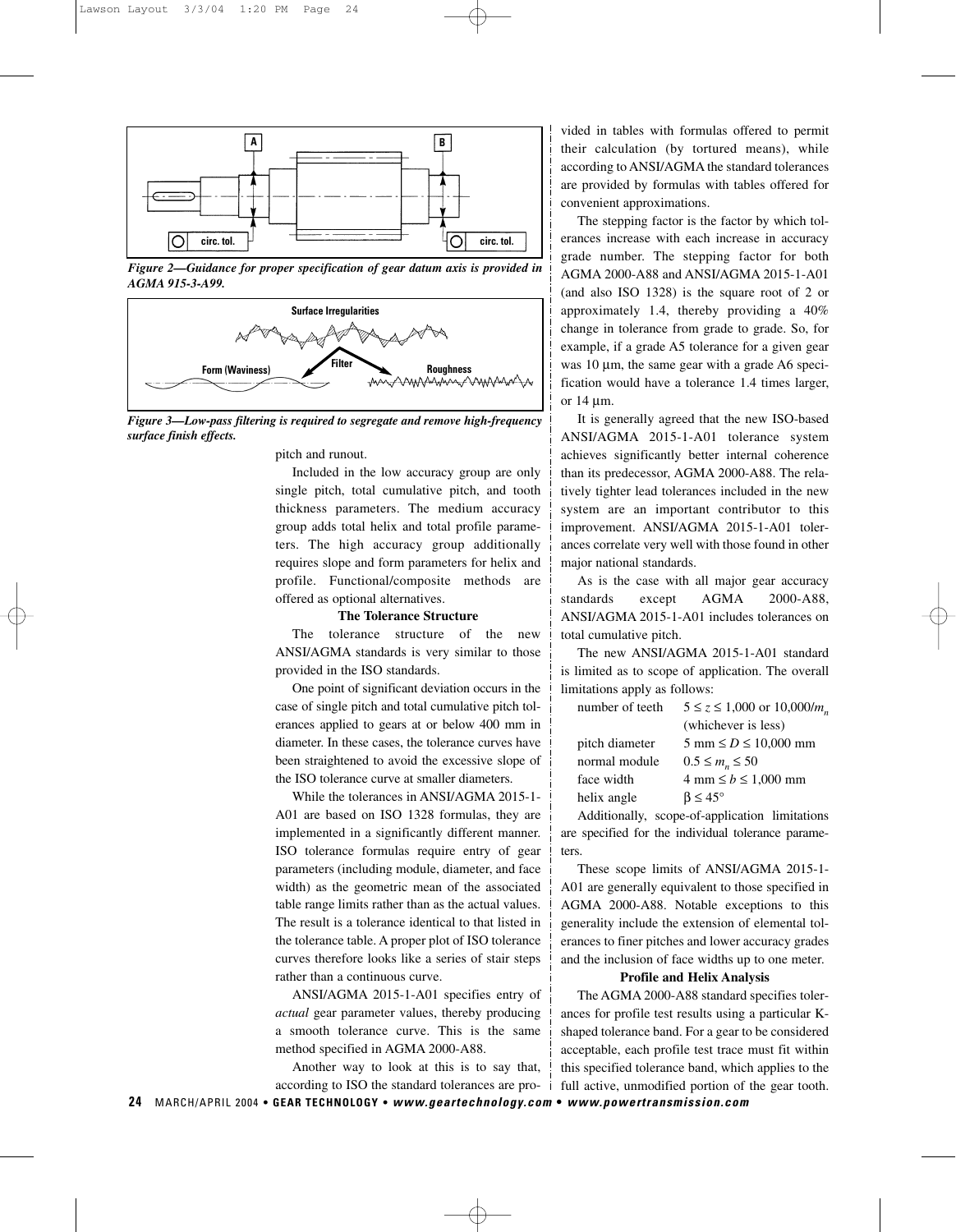*Figure 2—Guidance for proper specification of gear datum axis is provided in AGMA 915-3-A99.*

*Figure 3—Low-pass filtering is required to segregate and remove high-frequency surface finish effects.*

pitch and runout.

Included in the low accuracy group are only single pitch, total cumulative pitch, and tooth thickness parameters. The medium accuracy group adds total helix and total profile parameters. The high accuracy group additionally requires slope and form parameters for helix and profile. Functional/composite methods are offered as optional alternatives.

### The Tolerance Structure

The tolerance structure of the new ANSI/AGMA standards is very similar to those provided in the ISO standards.

One point of significant deviation occurs in the case of single pitch and total cumulative pitch tolerances applied to gears at or below 400 mm in diameter. In these cases, the tolerance curves have been straightened to avoid the excessive slope of the ISO tolerance curve at smaller diameters.

While the tolerances in ANSI/AGMA 2015-1-A01 are based on ISO 1328 formulas, they are implemented in a significantly different manner. ISO tolerance formulas require entry of gear parameters (including module, diameter, and face width) as the geometric mean of the associated table range limits rather than as the actual values. The result is a tolerance identical to that listed in the tolerance table. A proper plot of ISO tolerance curves therefore looks like a series of stair steps rather than a continuous curve.

ANSI/AGMA 2015-1-A01 specifies entry of *actual* gear parameter values, thereby producing a smooth tolerance curve. This is the same method specified in AGMA 2000-A88.

Another way to look at this is to say that, according to ISO the standard tolerances are provided in tables with formulas offered to permit their calculation (by tortured means), while according to ANSI/AGMA the standard tolerances are provided by formulas with tables offered for convenient approximations.

The stepping factor is the factor by which tolerances increase with each increase in accuracy grade number. The stepping factor for both AGMA 2000-A88 and ANSI/AGMA 2015-1-A01 (and also ISO 1328) is the square root of 2 or approximately 1.4, thereby providing a 40% change in tolerance from grade to grade. So, for example, if a grade A5 tolerance for a given gear was 10 µm, the same gear with a grade A6 specification would have a tolerance 1.4 times larger, or 14 µm.

It is generally agreed that the new ISO-based ANSI/AGMA 2015-1-A01 tolerance system achieves significantly better internal coherence than its predecessor, AGMA 2000-A88. The relatively tighter lead tolerances included in the new system are an important contributor to this improvement. ANSI/AGMA 2015-1-A01 tolerances correlate very well with those found in other major national standards.

As is the case with all major gear accuracy standards except AGMA 2000-A88, ANSI/AGMA 2015-1-A01 includes tolerances on total cumulative pitch.

The new ANSI/AGMA 2015-1-A01 standard is limited as to scope of application. The overall limitations apply as follows:

| | |
|---|---|
| number of teeth | $5 \le z \le 1{,}000$ or $10{,}000/m_n$ (whichever is less) |
| pitch diameter | $5 \text{ mm} \le D \le 10{,}000 \text{ mm}$ |
| normal module | $0.5 \le m_n \le 50$ |
| face width | $4 \text{ mm} \le b \le 1{,}000 \text{ mm}$ |
| helix angle | $\beta \le 45°$ |

Additionally, scope-of-application limitations are specified for the individual tolerance parameters.

These scope limits of ANSI/AGMA 2015-1-A01 are generally equivalent to those specified in AGMA 2000-A88. Notable exceptions to this generality include the extension of elemental tolerances to finer pitches and lower accuracy grades and the inclusion of face widths up to one meter.

### Profile and Helix Analysis

The AGMA 2000-A88 standard specifies tolerances for profile test results using a particular K-shaped tolerance band. For a gear to be considered acceptable, each profile test trace must fit within this specified tolerance band, which applies to the full active, unmodified portion of the gear tooth.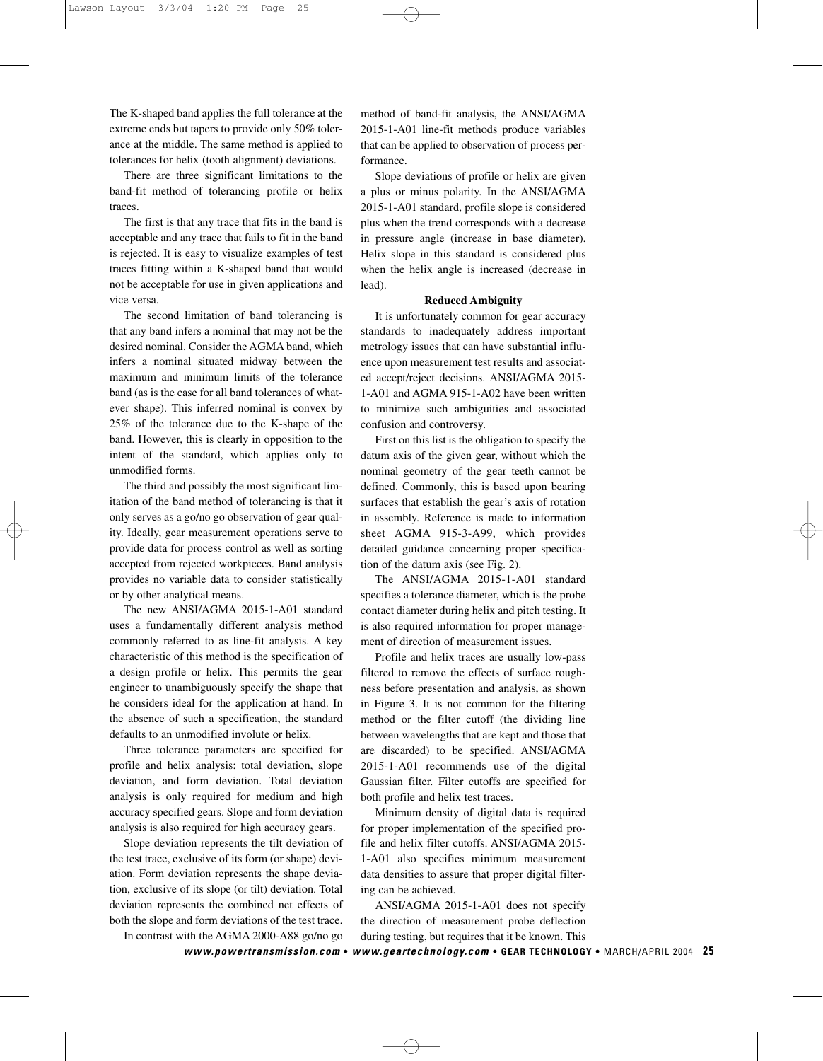The K-shaped band applies the full tolerance at the extreme ends but tapers to provide only 50% tolerance at the middle. The same method is applied to tolerances for helix (tooth alignment) deviations.

There are three significant limitations to the band-fit method of tolerancing profile or helix traces.

The first is that any trace that fits in the band is acceptable and any trace that fails to fit in the band is rejected. It is easy to visualize examples of test traces fitting within a K-shaped band that would not be acceptable for use in given applications and vice versa.

The second limitation of band tolerancing is that any band infers a nominal that may not be the desired nominal. Consider the AGMA band, which infers a nominal situated midway between the maximum and minimum limits of the tolerance band (as is the case for all band tolerances of whatever shape). This inferred nominal is convex by 25% of the tolerance due to the K-shape of the band. However, this is clearly in opposition to the intent of the standard, which applies only to unmodified forms.

The third and possibly the most significant limitation of the band method of tolerancing is that it only serves as a go/no go observation of gear quality. Ideally, gear measurement operations serve to provide data for process control as well as sorting accepted from rejected workpieces. Band analysis provides no variable data to consider statistically or by other analytical means.

The new ANSI/AGMA 2015-1-A01 standard uses a fundamentally different analysis method commonly referred to as line-fit analysis. A key characteristic of this method is the specification of a design profile or helix. This permits the gear engineer to unambiguously specify the shape that he considers ideal for the application at hand. In the absence of such a specification, the standard defaults to an unmodified involute or helix.

Three tolerance parameters are specified for profile and helix analysis: total deviation, slope deviation, and form deviation. Total deviation analysis is only required for medium and high accuracy specified gears. Slope and form deviation analysis is also required for high accuracy gears.

Slope deviation represents the tilt deviation of the test trace, exclusive of its form (or shape) deviation. Form deviation represents the shape deviation, exclusive of its slope (or tilt) deviation. Total deviation represents the combined net effects of both the slope and form deviations of the test trace.

In contrast with the AGMA 2000-A88 go/no go method of band-fit analysis, the ANSI/AGMA 2015-1-A01 line-fit methods produce variables that can be applied to observation of process performance.

Slope deviations of profile or helix are given a plus or minus polarity. In the ANSI/AGMA 2015-1-A01 standard, profile slope is considered plus when the trend corresponds with a decrease in pressure angle (increase in base diameter). Helix slope in this standard is considered plus when the helix angle is increased (decrease in lead).

**Reduced Ambiguity**

It is unfortunately common for gear accuracy standards to inadequately address important metrology issues that can have substantial influence upon measurement test results and associated accept/reject decisions. ANSI/AGMA 2015-1-A01 and AGMA 915-1-A02 have been written to minimize such ambiguities and associated confusion and controversy.

First on this list is the obligation to specify the datum axis of the given gear, without which the nominal geometry of the gear teeth cannot be defined. Commonly, this is based upon bearing surfaces that establish the gear's axis of rotation in assembly. Reference is made to information sheet AGMA 915-3-A99, which provides detailed guidance concerning proper specification of the datum axis (see Fig. 2).

The ANSI/AGMA 2015-1-A01 standard specifies a tolerance diameter, which is the probe contact diameter during helix and pitch testing. It is also required information for proper management of direction of measurement issues.

Profile and helix traces are usually low-pass filtered to remove the effects of surface roughness before presentation and analysis, as shown in Figure 3. It is not common for the filtering method or the filter cutoff (the dividing line between wavelengths that are kept and those that are discarded) to be specified. ANSI/AGMA 2015-1-A01 recommends use of the digital Gaussian filter. Filter cutoffs are specified for both profile and helix test traces.

Minimum density of digital data is required for proper implementation of the specified profile and helix filter cutoffs. ANSI/AGMA 2015-1-A01 also specifies minimum measurement data densities to assure that proper digital filtering can be achieved.

ANSI/AGMA 2015-1-A01 does not specify the direction of measurement probe deflection during testing, but requires that it be known. This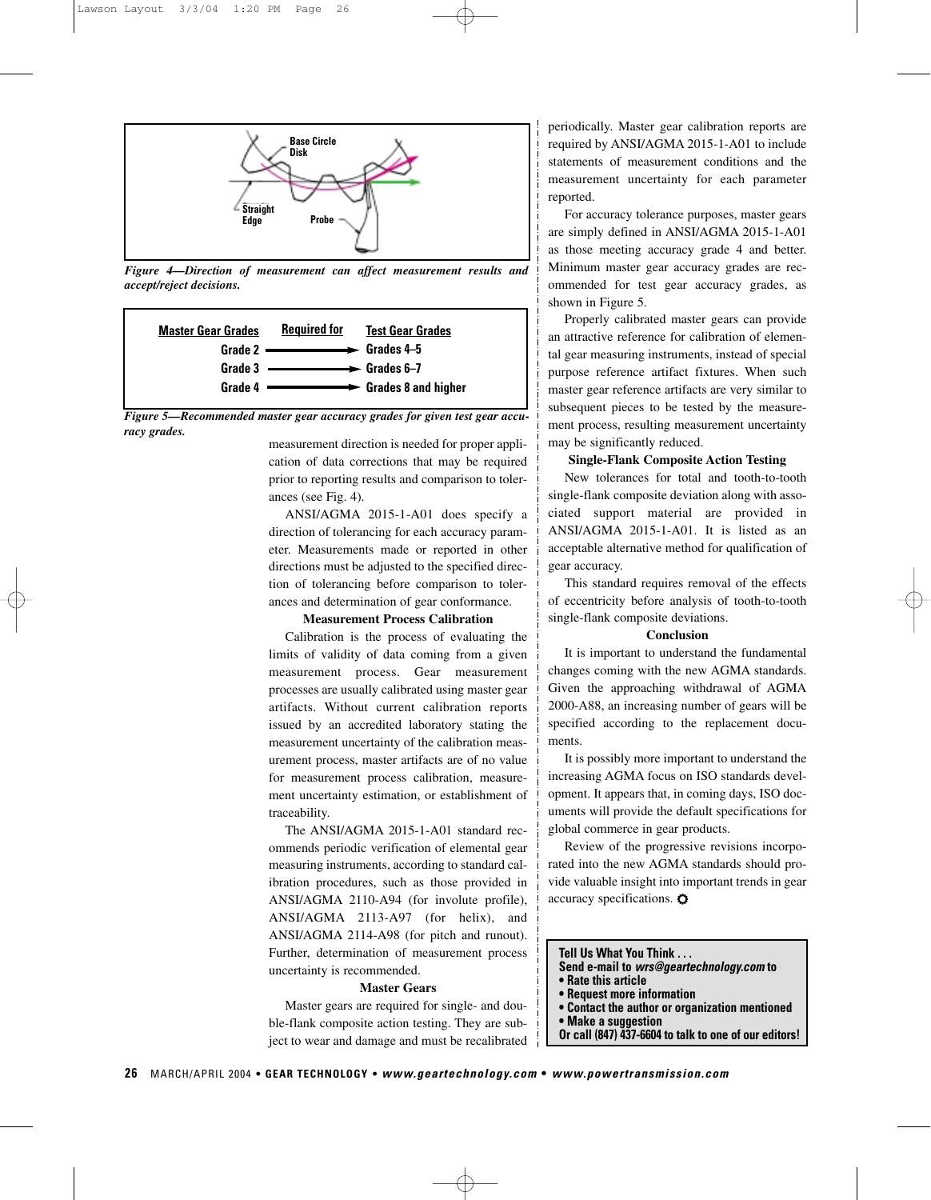Base Circle Disk

Straight Edge

Probe

*Figure 4—Direction of measurement can affect measurement results and accept/reject decisions.*

| Master Gear Grades | Required for | Test Gear Grades |
|---|---|---|
| Grade 2 | → | Grades 4–5 |
| Grade 3 | → | Grades 6–7 |
| Grade 4 | → | Grades 8 and higher |

*Figure 5—Recommended master gear accuracy grades for given test gear accuracy grades.*

measurement direction is needed for proper application of data corrections that may be required prior to reporting results and comparison to tolerances (see Fig. 4).

ANSI/AGMA 2015-1-A01 does specify a direction of tolerancing for each accuracy parameter. Measurements made or reported in other directions must be adjusted to the specified direction of tolerancing before comparison to tolerances and determination of gear conformance.

### Measurement Process Calibration

Calibration is the process of evaluating the limits of validity of data coming from a given measurement process. Gear measurement processes are usually calibrated using master gear artifacts. Without current calibration reports issued by an accredited laboratory stating the measurement uncertainty of the calibration measurement process, master artifacts are of no value for measurement process calibration, measurement uncertainty estimation, or establishment of traceability.

The ANSI/AGMA 2015-1-A01 standard recommends periodic verification of elemental gear measuring instruments, according to standard calibration procedures, such as those provided in ANSI/AGMA 2110-A94 (for involute profile), ANSI/AGMA 2113-A97 (for helix), and ANSI/AGMA 2114-A98 (for pitch and runout). Further, determination of measurement process uncertainty is recommended.

### Master Gears

Master gears are required for single- and double-flank composite action testing. They are subject to wear and damage and must be recalibrated periodically. Master gear calibration reports are required by ANSI/AGMA 2015-1-A01 to include statements of measurement conditions and the measurement uncertainty for each parameter reported.

For accuracy tolerance purposes, master gears are simply defined in ANSI/AGMA 2015-1-A01 as those meeting accuracy grade 4 and better. Minimum master gear accuracy grades are recommended for test gear accuracy grades, as shown in Figure 5.

Properly calibrated master gears can provide an attractive reference for calibration of elemental gear measuring instruments, instead of special purpose reference artifact fixtures. When such master gear reference artifacts are very similar to subsequent pieces to be tested by the measurement process, resulting measurement uncertainty may be significantly reduced.

### Single-Flank Composite Action Testing

New tolerances for total and tooth-to-tooth single-flank composite deviation along with associated support material are provided in ANSI/AGMA 2015-1-A01. It is listed as an acceptable alternative method for qualification of gear accuracy.

This standard requires removal of the effects of eccentricity before analysis of tooth-to-tooth single-flank composite deviations.

### Conclusion

It is important to understand the fundamental changes coming with the new AGMA standards. Given the approaching withdrawal of AGMA 2000-A88, an increasing number of gears will be specified according to the replacement documents.

It is possibly more important to understand the increasing AGMA focus on ISO standards development. It appears that, in coming days, ISO documents will provide the default specifications for global commerce in gear products.

Review of the progressive revisions incorporated into the new AGMA standards should provide valuable insight into important trends in gear accuracy specifications.

**Tell Us What You Think . . .**
**Send e-mail to *wrs@geartechnology.com* to**
- **Rate this article**
- **Request more information**
- **Contact the author or organization mentioned**
- **Make a suggestion**

**Or call (847) 437-6604 to talk to one of our editors!**